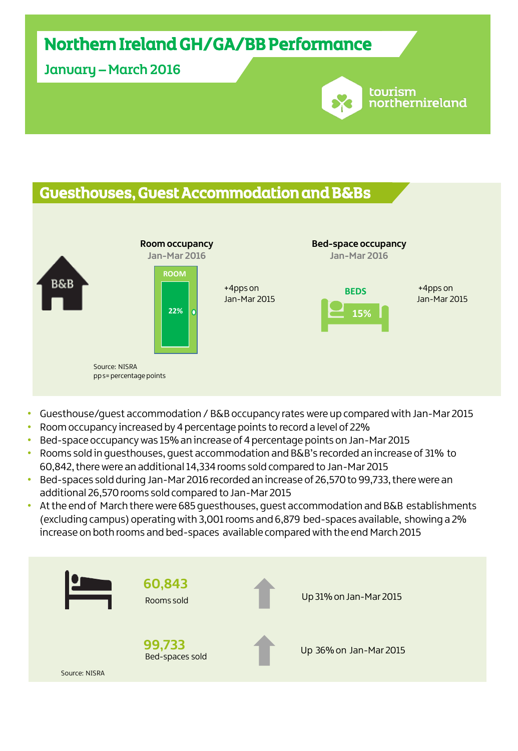# Northern Ireland GH/GA/BB Performance

## January – March 2016

tourism northernireland

## Guesthouses, Guest Accommodation and B&Bs

**Room occupancy**
Jan-Mar 2016

ROOM
22%

+4pps on Jan-Mar 2015

**Bed-space occupancy**
Jan-Mar 2016

BEDS
15%

+4pps on Jan-Mar 2015

Source: NISRA
pps= percentage points

- Guesthouse/guest accommodation / B&B occupancy rates were up compared with Jan-Mar 2015
- Room occupancy increased by 4 percentage points to record a level of 22%
- Bed-space occupancy was 15% an increase of 4 percentage points on Jan-Mar 2015
- Rooms sold in guesthouses, guest accommodation and B&B's recorded an increase of 31% to 60,842, there were an additional 14,334 rooms sold compared to Jan-Mar 2015
- Bed-spaces sold during Jan-Mar 2016 recorded an increase of 26,570 to 99,733, there were an additional 26,570 rooms sold compared to Jan-Mar 2015
- At the end of March there were 685 guesthouses, guest accommodation and B&B establishments (excluding campus) operating with 3,001 rooms and 6,879 bed-spaces available, showing a 2% increase on both rooms and bed-spaces available compared with the end March 2015

**60,843**
Rooms sold

Up 31% on Jan-Mar 2015

**99,733**
Bed-spaces sold

Up 36% on Jan-Mar 2015

Source: NISRA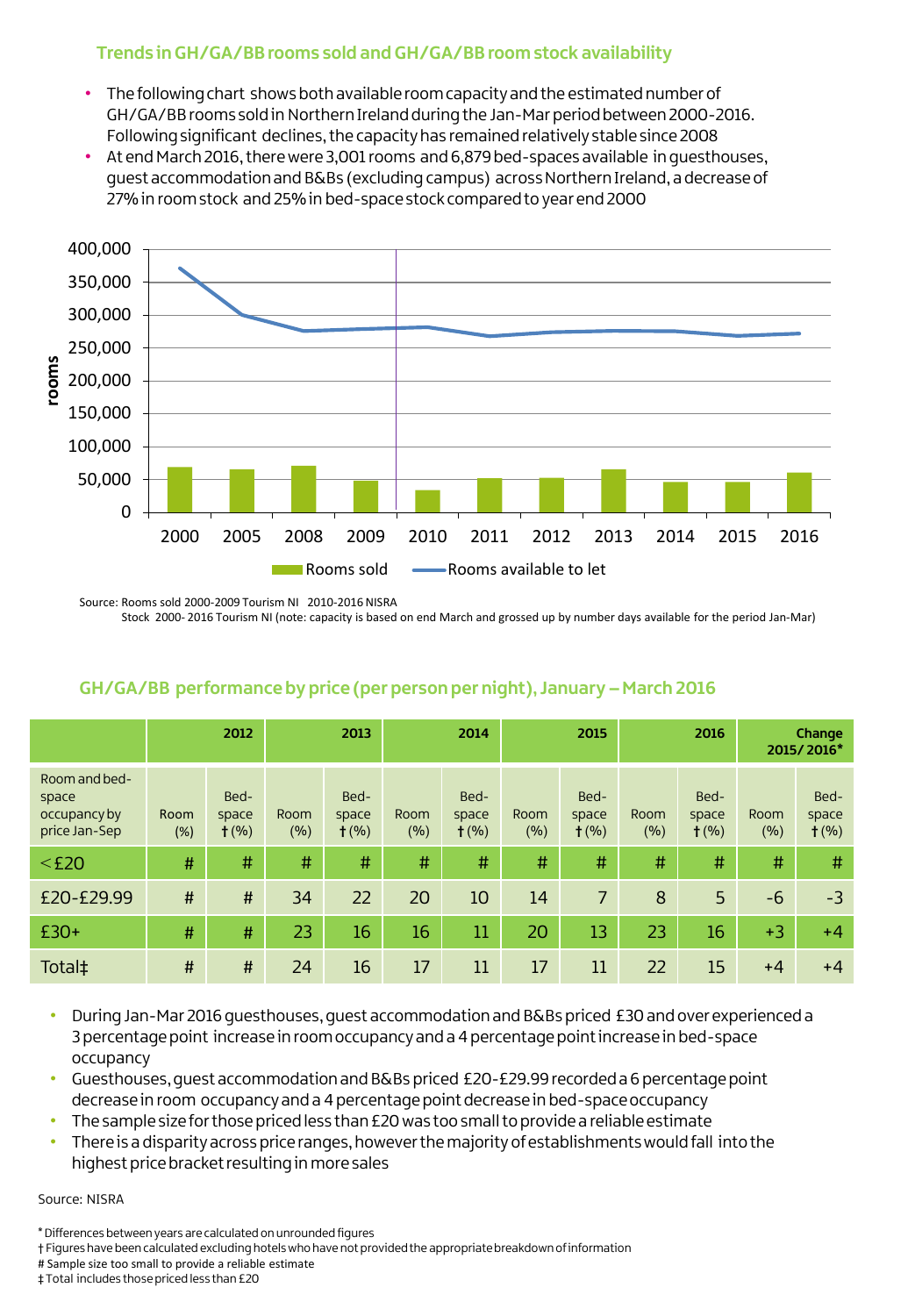## Trends in GH/GA/BB rooms sold and GH/GA/BB room stock availability

- The following chart shows both available room capacity and the estimated number of GH/GA/BB rooms sold in Northern Ireland during the Jan-Mar period between 2000-2016. Following significant declines, the capacity has remained relatively stable since 2008
- At end March 2016, there were 3,001 rooms and 6,879 bed-spaces available in guesthouses, guest accommodation and B&Bs (excluding campus) across Northern Ireland, a decrease of 27% in room stock and 25% in bed-space stock compared to year end 2000

Source: Rooms sold 2000-2009 Tourism NI 2010-2016 NISRA
Stock 2000- 2016 Tourism NI (note: capacity is based on end March and grossed up by number days available for the period Jan-Mar)

## GH/GA/BB performance by price (per person per night), January – March 2016

| | 2012 | | 2013 | | 2014 | | 2015 | | 2016 | | Change 2015/2016* | |
|---|---|---|---|---|---|---|---|---|---|---|---|---|
| Room and bed-space occupancy by price Jan-Sep | Room (%) | Bed-space † (%) | Room (%) | Bed-space † (%) | Room (%) | Bed-space † (%) | Room (%) | Bed-space † (%) | Room (%) | Bed-space † (%) | Room (%) | Bed-space † (%) |
| <£20 | # | # | # | # | # | # | # | # | # | # | # | # |
| £20-£29.99 | # | # | 34 | 22 | 20 | 10 | 14 | 7 | 8 | 5 | -6 | -3 |
| £30+ | # | # | 23 | 16 | 16 | 11 | 20 | 13 | 23 | 16 | +3 | +4 |
| Total‡ | # | # | 24 | 16 | 17 | 11 | 17 | 11 | 22 | 15 | +4 | +4 |

- During Jan-Mar 2016 guesthouses, guest accommodation and B&Bs priced £30 and over experienced a 3 percentage point increase in room occupancy and a 4 percentage point increase in bed-space occupancy
- Guesthouses, guest accommodation and B&Bs priced £20-£29.99 recorded a 6 percentage point decrease in room occupancy and a 4 percentage point decrease in bed-space occupancy
- The sample size for those priced less than £20 was too small to provide a reliable estimate
- There is a disparity across price ranges, however the majority of establishments would fall into the highest price bracket resulting in more sales

Source: NISRA

\* Differences between years are calculated on unrounded figures
† Figures have been calculated excluding hotels who have not provided the appropriate breakdown of information
# Sample size too small to provide a reliable estimate
‡ Total includes those priced less than £20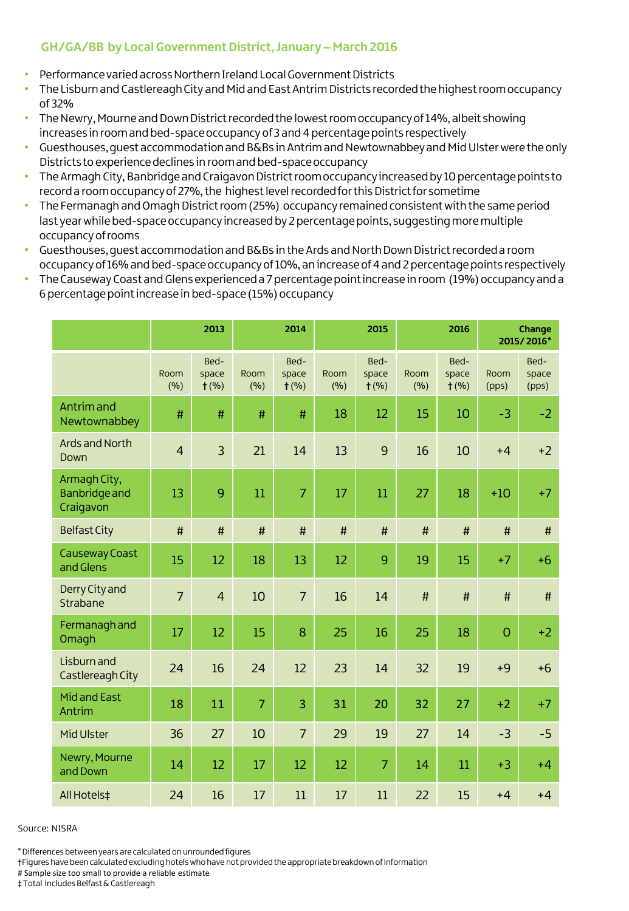## GH/GA/BB by Local Government District, January – March 2016

- Performance varied across Northern Ireland Local Government Districts
- The Lisburn and Castlereagh City and Mid and East Antrim Districts recorded the highest room occupancy of 32%
- The Newry, Mourne and Down District recorded the lowest room occupancy of 14%, albeit showing increases in room and bed-space occupancy of 3 and 4 percentage points respectively
- Guesthouses, guest accommodation and B&Bs in Antrim and Newtownabbey and Mid Ulster were the only Districts to experience declines in room and bed-space occupancy
- The Armagh City, Banbridge and Craigavon District room occupancy increased by 10 percentage points to record a room occupancy of 27%, the highest level recorded for this District for sometime
- The Fermanagh and Omagh District room (25%) occupancy remained consistent with the same period last year while bed-space occupancy increased by 2 percentage points, suggesting more multiple occupancy of rooms
- Guesthouses, guest accommodation and B&Bs in the Ards and North Down District recorded a room occupancy of 16% and bed-space occupancy of 10%, an increase of 4 and 2 percentage points respectively
- The Causeway Coast and Glens experienced a 7 percentage point increase in room (19%) occupancy and a 6 percentage point increase in bed-space (15%) occupancy

| | 2013 | | 2014 | | 2015 | | 2016 | | Change 2015/2016* | |
|---|---|---|---|---|---|---|---|---|---|---|
| | Room (%) | Bed-space † (%) | Room (%) | Bed-space † (%) | Room (%) | Bed-space † (%) | Room (%) | Bed-space † (%) | Room (pps) | Bed-space (pps) |
| Antrim and Newtownabbey | # | # | # | # | 18 | 12 | 15 | 10 | -3 | -2 |
| Ards and North Down | 4 | 3 | 21 | 14 | 13 | 9 | 16 | 10 | +4 | +2 |
| Armagh City, Banbridge and Craigavon | 13 | 9 | 11 | 7 | 17 | 11 | 27 | 18 | +10 | +7 |
| Belfast City | # | # | # | # | # | # | # | # | # | # |
| Causeway Coast and Glens | 15 | 12 | 18 | 13 | 12 | 9 | 19 | 15 | +7 | +6 |
| Derry City and Strabane | 7 | 4 | 10 | 7 | 16 | 14 | # | # | # | # |
| Fermanagh and Omagh | 17 | 12 | 15 | 8 | 25 | 16 | 25 | 18 | 0 | +2 |
| Lisburn and Castlereagh City | 24 | 16 | 24 | 12 | 23 | 14 | 32 | 19 | +9 | +6 |
| Mid and East Antrim | 18 | 11 | 7 | 3 | 31 | 20 | 32 | 27 | +2 | +7 |
| Mid Ulster | 36 | 27 | 10 | 7 | 29 | 19 | 27 | 14 | -3 | -5 |
| Newry, Mourne and Down | 14 | 12 | 17 | 12 | 12 | 7 | 14 | 11 | +3 | +4 |
| All Hotels‡ | 24 | 16 | 17 | 11 | 17 | 11 | 22 | 15 | +4 | +4 |

Source: NISRA

\* Differences between years are calculated on unrounded figures
† Figures have been calculated excluding hotels who have not provided the appropriate breakdown of information
# Sample size too small to provide a reliable estimate
‡ Total includes Belfast & Castlereagh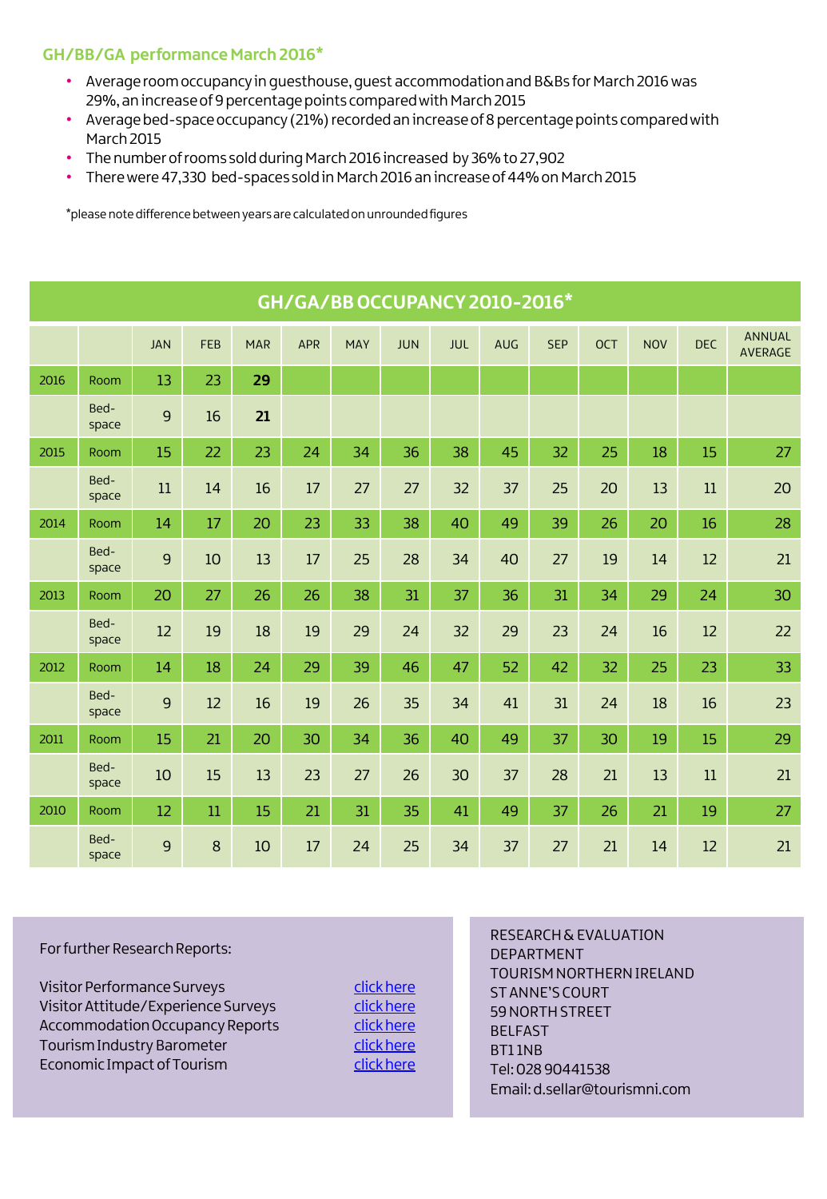## GH/BB/GA performance March 2016*

- Average room occupancy in guesthouse, guest accommodation and B&Bs for March 2016 was 29%, an increase of 9 percentage points compared with March 2015
- Average bed-space occupancy (21%) recorded an increase of 8 percentage points compared with March 2015
- The number of rooms sold during March 2016 increased by 36% to 27,902
- There were 47,330 bed-spaces sold in March 2016 an increase of 44% on March 2015

*please note difference between years are calculated on unrounded figures

### GH/GA/BB OCCUPANCY 2010-2016*

| | | JAN | FEB | MAR | APR | MAY | JUN | JUL | AUG | SEP | OCT | NOV | DEC | ANNUAL AVERAGE |
|---|---|---|---|---|---|---|---|---|---|---|---|---|---|---|
| 2016 | Room | 13 | 23 | **29** | | | | | | | | | | |
| | Bed-space | 9 | 16 | **21** | | | | | | | | | | |
| 2015 | Room | 15 | 22 | 23 | 24 | 34 | 36 | 38 | 45 | 32 | 25 | 18 | 15 | 27 |
| | Bed-space | 11 | 14 | 16 | 17 | 27 | 27 | 32 | 37 | 25 | 20 | 13 | 11 | 20 |
| 2014 | Room | 14 | 17 | 20 | 23 | 33 | 38 | 40 | 49 | 39 | 26 | 20 | 16 | 28 |
| | Bed-space | 9 | 10 | 13 | 17 | 25 | 28 | 34 | 40 | 27 | 19 | 14 | 12 | 21 |
| 2013 | Room | 20 | 27 | 26 | 26 | 38 | 31 | 37 | 36 | 31 | 34 | 29 | 24 | 30 |
| | Bed-space | 12 | 19 | 18 | 19 | 29 | 24 | 32 | 29 | 23 | 24 | 16 | 12 | 22 |
| 2012 | Room | 14 | 18 | 24 | 29 | 39 | 46 | 47 | 52 | 42 | 32 | 25 | 23 | 33 |
| | Bed-space | 9 | 12 | 16 | 19 | 26 | 35 | 34 | 41 | 31 | 24 | 18 | 16 | 23 |
| 2011 | Room | 15 | 21 | 20 | 30 | 34 | 36 | 40 | 49 | 37 | 30 | 19 | 15 | 29 |
| | Bed-space | 10 | 15 | 13 | 23 | 27 | 26 | 30 | 37 | 28 | 21 | 13 | 11 | 21 |
| 2010 | Room | 12 | 11 | 15 | 21 | 31 | 35 | 41 | 49 | 37 | 26 | 21 | 19 | 27 |
| | Bed-space | 9 | 8 | 10 | 17 | 24 | 25 | 34 | 37 | 27 | 21 | 14 | 12 | 21 |

For further Research Reports:

| | |
|---|---|
| Visitor Performance Surveys | click here |
| Visitor Attitude/Experience Surveys | click here |
| Accommodation Occupancy Reports | click here |
| Tourism Industry Barometer | click here |
| Economic Impact of Tourism | click here |

RESEARCH & EVALUATION DEPARTMENT
TOURISM NORTHERN IRELAND
ST ANNE'S COURT
59 NORTH STREET
BELFAST
BT1 1NB
Tel: 028 90441538
Email: d.sellar@tourismni.com